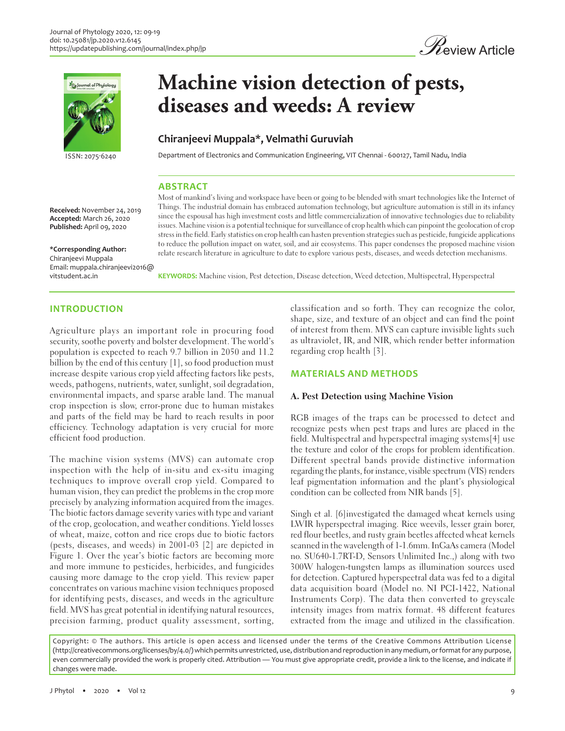# Machine vision detection of pests, diseases and weeds: A review

**Chiranjeevi Muppala*, Velmathi Guruviah**

Department of Electronics and Communication Engineering, VIT Chennai - 600127, Tamil Nadu, India

**Received:** November 24, 2019
**Accepted:** March 26, 2020
**Published:** April 09, 2020

***Corresponding Author:**
Chiranjeevi Muppala
Email: muppala.chiranjeevi2016@vitstudent.ac.in

## ABSTRACT

Most of mankind's living and workspace have been or going to be blended with smart technologies like the Internet of Things. The industrial domain has embraced automation technology, but agriculture automation is still in its infancy since the espousal has high investment costs and little commercialization of innovative technologies due to reliability issues. Machine vision is a potential technique for surveillance of crop health which can pinpoint the geolocation of crop stress in the field. Early statistics on crop health can hasten prevention strategies such as pesticide, fungicide applications to reduce the pollution impact on water, soil, and air ecosystems. This paper condenses the proposed machine vision relate research literature in agriculture to date to explore various pests, diseases, and weeds detection mechanisms.

**KEYWORDS:** Machine vision, Pest detection, Disease detection, Weed detection, Multispectral, Hyperspectral

## INTRODUCTION

Agriculture plays an important role in procuring food security, soothe poverty and bolster development. The world's population is expected to reach 9.7 billion in 2050 and 11.2 billion by the end of this century [1], so food production must increase despite various crop yield affecting factors like pests, weeds, pathogens, nutrients, water, sunlight, soil degradation, environmental impacts, and sparse arable land. The manual crop inspection is slow, error-prone due to human mistakes and parts of the field may be hard to reach results in poor efficiency. Technology adaptation is very crucial for more efficient food production.

The machine vision systems (MVS) can automate crop inspection with the help of in-situ and ex-situ imaging techniques to improve overall crop yield. Compared to human vision, they can predict the problems in the crop more precisely by analyzing information acquired from the images. The biotic factors damage severity varies with type and variant of the crop, geolocation, and weather conditions. Yield losses of wheat, maize, cotton and rice crops due to biotic factors (pests, diseases, and weeds) in 2001-03 [2] are depicted in Figure 1. Over the year's biotic factors are becoming more and more immune to pesticides, herbicides, and fungicides causing more damage to the crop yield. This review paper concentrates on various machine vision techniques proposed for identifying pests, diseases, and weeds in the agriculture field. MVS has great potential in identifying natural resources, precision farming, product quality assessment, sorting, classification and so forth. They can recognize the color, shape, size, and texture of an object and can find the point of interest from them. MVS can capture invisible lights such as ultraviolet, IR, and NIR, which render better information regarding crop health [3].

## MATERIALS AND METHODS

### A. Pest Detection using Machine Vision

RGB images of the traps can be processed to detect and recognize pests when pest traps and lures are placed in the field. Multispectral and hyperspectral imaging systems[4] use the texture and color of the crops for problem identification. Different spectral bands provide distinctive information regarding the plants, for instance, visible spectrum (VIS) renders leaf pigmentation information and the plant's physiological condition can be collected from NIR bands [5].

Singh et al. [6]investigated the damaged wheat kernels using LWIR hyperspectral imaging. Rice weevils, lesser grain borer, red flour beetles, and rusty grain beetles affected wheat kernels scanned in the wavelength of 1-1.6mm. InGaAs camera (Model no. SU640-1.7RT-D, Sensors Unlimited Inc.,) along with two 300W halogen-tungsten lamps as illumination sources used for detection. Captured hyperspectral data was fed to a digital data acquisition board (Model no. NI PCI-1422, National Instruments Corp). The data then converted to greyscale intensity images from matrix format. 48 different features extracted from the image and utilized in the classification.

Copyright: © The authors. This article is open access and licensed under the terms of the Creative Commons Attribution License (http://creativecommons.org/licenses/by/4.0/) which permits unrestricted, use, distribution and reproduction in any medium, or format for any purpose, even commercially provided the work is properly cited. Attribution — You must give appropriate credit, provide a link to the license, and indicate if changes were made.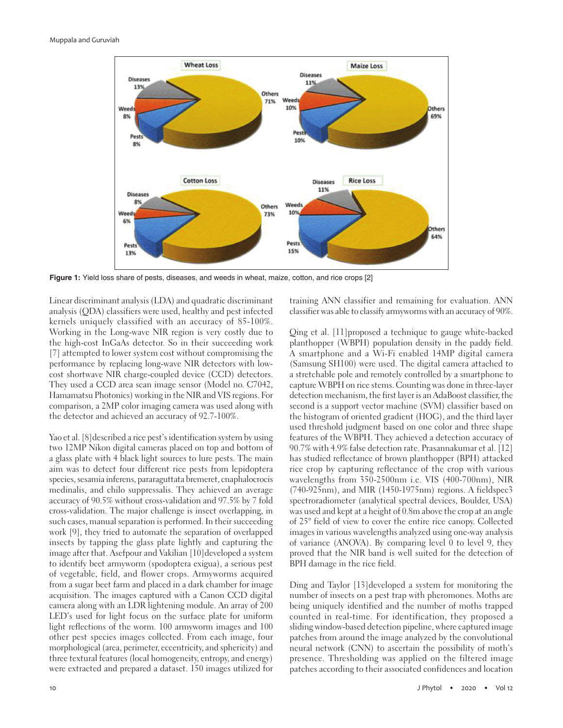Figure 1: Yield loss share of pests, diseases, and weeds in wheat, maize, cotton, and rice crops [2]

Linear discriminant analysis (LDA) and quadratic discriminant analysis (QDA) classifiers were used, healthy and pest infected kernels uniquely classified with an accuracy of 85-100%. Working in the Long-wave NIR region is very costly due to the high-cost InGaAs detector. So in their succeeding work [7] attempted to lower system cost without compromising the performance by replacing long-wave NIR detectors with low-cost shortwave NIR charge-coupled device (CCD) detectors. They used a CCD area scan image sensor (Model no. C7042, Hamamatsu Photonics) working in the NIR and VIS regions. For comparison, a 2MP color imaging camera was used along with the detector and achieved an accuracy of 92.7-100%.

Yao et al. [8] described a rice pest's identification system by using two 12MP Nikon digital cameras placed on top and bottom of a glass plate with 4 black light sources to lure pests. The main aim was to detect four different rice pests from lepidoptera species, sesamia inferens, pararaguttata bremeret, cnaphalocrocis medinalis, and chilo suppressalis. They achieved an average accuracy of 90.5% without cross-validation and 97.5% by 7 fold cross-validation. The major challenge is insect overlapping, in such cases, manual separation is performed. In their succeeding work [9], they tried to automate the separation of overlapped insects by tapping the glass plate lightly and capturing the image after that. Asefpour and Vakilian [10] developed a system to identify beet armyworm (spodoptera exigua), a serious pest of vegetable, field, and flower crops. Armyworms acquired from a sugar beet farm and placed in a dark chamber for image acquisition. The images captured with a Canon CCD digital camera along with an LDR lightening module. An array of 200 LED's used for light focus on the surface plate for uniform light reflections of the worm. 100 armyworm images and 100 other pest species images collected. From each image, four morphological (area, perimeter, eccentricity, and sphericity) and three textural features (local homogeneity, entropy, and energy) were extracted and prepared a dataset. 150 images utilized for training ANN classifier and remaining for evaluation. ANN classifier was able to classify armyworms with an accuracy of 90%.

Qing et al. [11] proposed a technique to gauge white-backed planthopper (WBPH) population density in the paddy field. A smartphone and a Wi-Fi enabled 14MP digital camera (Samsung SH100) were used. The digital camera attached to a stretchable pole and remotely controlled by a smartphone to capture WBPH on rice stems. Counting was done in three-layer detection mechanism, the first layer is an AdaBoost classifier, the second is a support vector machine (SVM) classifier based on the histogram of oriented gradient (HOG), and the third layer used threshold judgment based on one color and three shape features of the WBPH. They achieved a detection accuracy of 90.7% with 4.9% false detection rate. Prasannakumar et al. [12] has studied reflectance of brown planthopper (BPH) attacked rice crop by capturing reflectance of the crop with various wavelengths from 350-2500nm i.e. VIS (400-700nm), NIR (740-925nm), and MIR (1450-1975nm) regions. A fieldspec3 spectroradiometer (analytical spectral devices, Boulder, USA) was used and kept at a height of 0.8m above the crop at an angle of 25° field of view to cover the entire rice canopy. Collected images in various wavelengths analyzed using one-way analysis of variance (ANOVA). By comparing level 0 to level 9, they proved that the NIR band is well suited for the detection of BPH damage in the rice field.

Ding and Taylor [13] developed a system for monitoring the number of insects on a pest trap with pheromones. Moths are being uniquely identified and the number of moths trapped counted in real-time. For identification, they proposed a sliding window-based detection pipeline, where captured image patches from around the image analyzed by the convolutional neural network (CNN) to ascertain the possibility of moth's presence. Thresholding was applied on the filtered image patches according to their associated confidences and location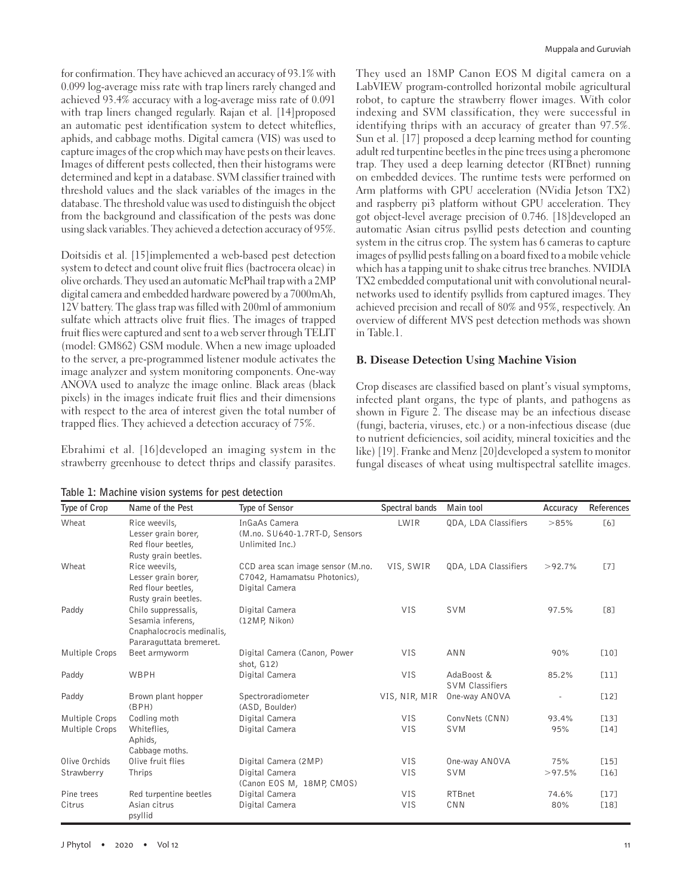for confirmation. They have achieved an accuracy of 93.1% with 0.099 log-average miss rate with trap liners rarely changed and achieved 93.4% accuracy with a log-average miss rate of 0.091 with trap liners changed regularly. Rajan et al. [14]proposed an automatic pest identification system to detect whiteflies, aphids, and cabbage moths. Digital camera (VIS) was used to capture images of the crop which may have pests on their leaves. Images of different pests collected, then their histograms were determined and kept in a database. SVM classifier trained with threshold values and the slack variables of the images in the database. The threshold value was used to distinguish the object from the background and classification of the pests was done using slack variables. They achieved a detection accuracy of 95%.

Doitsidis et al. [15]implemented a web-based pest detection system to detect and count olive fruit flies (bactrocera oleae) in olive orchards. They used an automatic McPhail trap with a 2MP digital camera and embedded hardware powered by a 7000mAh, 12V battery. The glass trap was filled with 200ml of ammonium sulfate which attracts olive fruit flies. The images of trapped fruit flies were captured and sent to a web server through TELIT (model: GM862) GSM module. When a new image uploaded to the server, a pre-programmed listener module activates the image analyzer and system monitoring components. One-way ANOVA used to analyze the image online. Black areas (black pixels) in the images indicate fruit flies and their dimensions with respect to the area of interest given the total number of trapped flies. They achieved a detection accuracy of 75%.

Ebrahimi et al. [16]developed an imaging system in the strawberry greenhouse to detect thrips and classify parasites. They used an 18MP Canon EOS M digital camera on a LabVIEW program-controlled horizontal mobile agricultural robot, to capture the strawberry flower images. With color indexing and SVM classification, they were successful in identifying thrips with an accuracy of greater than 97.5%. Sun et al. [17] proposed a deep learning method for counting adult red turpentine beetles in the pine trees using a pheromone trap. They used a deep learning detector (RTBnet) running on embedded devices. The runtime tests were performed on Arm platforms with GPU acceleration (NVidia Jetson TX2) and raspberry pi3 platform without GPU acceleration. They got object-level average precision of 0.746. [18]developed an automatic Asian citrus psyllid pests detection and counting system in the citrus crop. The system has 6 cameras to capture images of psyllid pests falling on a board fixed to a mobile vehicle which has a tapping unit to shake citrus tree branches. NVIDIA TX2 embedded computational unit with convolutional neural-networks used to identify psyllids from captured images. They achieved precision and recall of 80% and 95%, respectively. An overview of different MVS pest detection methods was shown in Table.1.

### B. Disease Detection Using Machine Vision

Crop diseases are classified based on plant's visual symptoms, infected plant organs, the type of plants, and pathogens as shown in Figure 2. The disease may be an infectious disease (fungi, bacteria, viruses, etc.) or a non-infectious disease (due to nutrient deficiencies, soil acidity, mineral toxicities and the like) [19]. Franke and Menz [20]developed a system to monitor fungal diseases of wheat using multispectral satellite images.

**Table 1: Machine vision systems for pest detection**

| Type of Crop | Name of the Pest | Type of Sensor | Spectral bands | Main tool | Accuracy | References |
|---|---|---|---|---|---|---|
| Wheat | Rice weevils, Lesser grain borer, Red flour beetles, Rusty grain beetles. | InGaAs Camera (M.no. SU640-1.7RT-D, Sensors Unlimited Inc.) | LWIR | QDA, LDA Classifiers | >85% | [6] |
| Wheat | Rice weevils, Lesser grain borer, Red flour beetles, Rusty grain beetles. | CCD area scan image sensor (M.no. C7042, Hamamatsu Photonics), Digital Camera | VIS, SWIR | QDA, LDA Classifiers | >92.7% | [7] |
| Paddy | Chilo suppressalis, Sesamia inferens, Cnaphalocrocis medinalis, Pararaguttata bremeret. | Digital Camera (12MP, Nikon) | VIS | SVM | 97.5% | [8] |
| Multiple Crops | Beet armyworm | Digital Camera (Canon, Power shot, G12) | VIS | ANN | 90% | [10] |
| Paddy | WBPH | Digital Camera | VIS | AdaBoost & SVM Classifiers | 85.2% | [11] |
| Paddy | Brown plant hopper (BPH) | Spectroradiometer (ASD, Boulder) | VIS, NIR, MIR | One-way ANOVA | - | [12] |
| Multiple Crops | Codling moth | Digital Camera | VIS | ConvNets (CNN) | 93.4% | [13] |
| Multiple Crops | Whiteflies, Aphids, Cabbage moths. | Digital Camera | VIS | SVM | 95% | [14] |
| Olive Orchids | Olive fruit flies | Digital Camera (2MP) | VIS | One-way ANOVA | 75% | [15] |
| Strawberry | Thrips | Digital Camera (Canon EOS M, 18MP, CMOS) | VIS | SVM | >97.5% | [16] |
| Pine trees | Red turpentine beetles | Digital Camera | VIS | RTBnet | 74.6% | [17] |
| Citrus | Asian citrus psyllid | Digital Camera | VIS | CNN | 80% | [18] |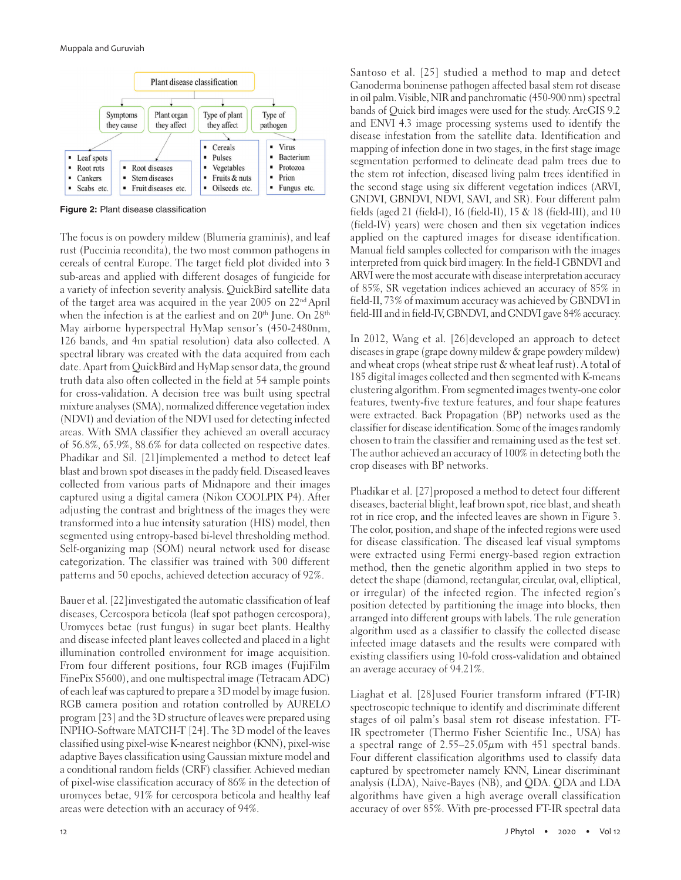Plant disease classification

- Symptoms they cause
  - Leaf spots
  - Root rots
  - Cankers
  - Scabs etc.
- Plant organ they affect
  - Root diseases
  - Stem diseases
  - Fruit diseases etc.
- Type of plant they affect
  - Cereals
  - Pulses
  - Vegetables
  - Fruits & nuts
  - Oilseeds etc.
- Type of pathogen
  - Virus
  - Bacterium
  - Protozoa
  - Prion
  - Fungus etc.

**Figure 2:** Plant disease classification

The focus is on powdery mildew (Blumeria graminis), and leaf rust (Puccinia recondita), the two most common pathogens in cereals of central Europe. The target field plot divided into 3 sub-areas and applied with different dosages of fungicide for a variety of infection severity analysis. QuickBird satellite data of the target area was acquired in the year 2005 on 22nd April when the infection is at the earliest and on 20th June. On 28th May airborne hyperspectral HyMap sensor's (450-2480nm, 126 bands, and 4m spatial resolution) data also collected. A spectral library was created with the data acquired from each date. Apart from QuickBird and HyMap sensor data, the ground truth data also often collected in the field at 54 sample points for cross-validation. A decision tree was built using spectral mixture analyses (SMA), normalized difference vegetation index (NDVI) and deviation of the NDVI used for detecting infected areas. With SMA classifier they achieved an overall accuracy of 56.8%, 65.9%, 88.6% for data collected on respective dates. Phadikar and Sil. [21]implemented a method to detect leaf blast and brown spot diseases in the paddy field. Diseased leaves collected from various parts of Midnapore and their images captured using a digital camera (Nikon COOLPIX P4). After adjusting the contrast and brightness of the images they were transformed into a hue intensity saturation (HIS) model, then segmented using entropy-based bi-level thresholding method. Self-organizing map (SOM) neural network used for disease categorization. The classifier was trained with 300 different patterns and 50 epochs, achieved detection accuracy of 92%.

Bauer et al. [22]investigated the automatic classification of leaf diseases, Cercospora beticola (leaf spot pathogen cercospora), Uromyces betae (rust fungus) in sugar beet plants. Healthy and disease infected plant leaves collected and placed in a light illumination controlled environment for image acquisition. From four different positions, four RGB images (FujiFilm FinePix S5600), and one multispectral image (Tetracam ADC) of each leaf was captured to prepare a 3D model by image fusion. RGB camera position and rotation controlled by AURELO program [23] and the 3D structure of leaves were prepared using INPHO-Software MATCH-T [24]. The 3D model of the leaves classified using pixel-wise K-nearest neighbor (KNN), pixel-wise adaptive Bayes classification using Gaussian mixture model and a conditional random fields (CRF) classifier. Achieved median of pixel-wise classification accuracy of 86% in the detection of uromyces betae, 91% for cercospora beticola and healthy leaf areas were detection with an accuracy of 94%.

Santoso et al. [25] studied a method to map and detect Ganoderma boninense pathogen affected basal stem rot disease in oil palm. Visible, NIR and panchromatic (450-900 nm) spectral bands of Quick bird images were used for the study. ArcGIS 9.2 and ENVI 4.3 image processing systems used to identify the disease infestation from the satellite data. Identification and mapping of infection done in two stages, in the first stage image segmentation performed to delineate dead palm trees due to the stem rot infection, diseased living palm trees identified in the second stage using six different vegetation indices (ARVI, GNDVI, GBNDVI, NDVI, SAVI, and SR). Four different palm fields (aged 21 (field-I), 16 (field-II), 15 & 18 (field-III), and 10 (field-IV) years) were chosen and then six vegetation indices applied on the captured images for disease identification. Manual field samples collected for comparison with the images interpreted from quick bird imagery. In the field-I GBNDVI and ARVI were the most accurate with disease interpretation accuracy of 85%, SR vegetation indices achieved an accuracy of 85% in field-II, 73% of maximum accuracy was achieved by GBNDVI in field-III and in field-IV, GBNDVI, and GNDVI gave 84% accuracy.

In 2012, Wang et al. [26]developed an approach to detect diseases in grape (grape downy mildew & grape powdery mildew) and wheat crops (wheat stripe rust & wheat leaf rust). A total of 185 digital images collected and then segmented with K-means clustering algorithm. From segmented images twenty-one color features, twenty-five texture features, and four shape features were extracted. Back Propagation (BP) networks used as the classifier for disease identification. Some of the images randomly chosen to train the classifier and remaining used as the test set. The author achieved an accuracy of 100% in detecting both the crop diseases with BP networks.

Phadikar et al. [27]proposed a method to detect four different diseases, bacterial blight, leaf brown spot, rice blast, and sheath rot in rice crop, and the infected leaves are shown in Figure 3. The color, position, and shape of the infected regions were used for disease classification. The diseased leaf visual symptoms were extracted using Fermi energy-based region extraction method, then the genetic algorithm applied in two steps to detect the shape (diamond, rectangular, circular, oval, elliptical, or irregular) of the infected region. The infected region's position detected by partitioning the image into blocks, then arranged into different groups with labels. The rule generation algorithm used as a classifier to classify the collected disease infected image datasets and the results were compared with existing classifiers using 10-fold cross-validation and obtained an average accuracy of 94.21%.

Liaghat et al. [28]used Fourier transform infrared (FT-IR) spectroscopic technique to identify and discriminate different stages of oil palm's basal stem rot disease infestation. FT-IR spectrometer (Thermo Fisher Scientific Inc., USA) has a spectral range of 2.55–25.05$\mu$m with 451 spectral bands. Four different classification algorithms used to classify data captured by spectrometer namely KNN, Linear discriminant analysis (LDA), Naive-Bayes (NB), and QDA. QDA and LDA algorithms have given a high average overall classification accuracy of over 85%. With pre-processed FT-IR spectral data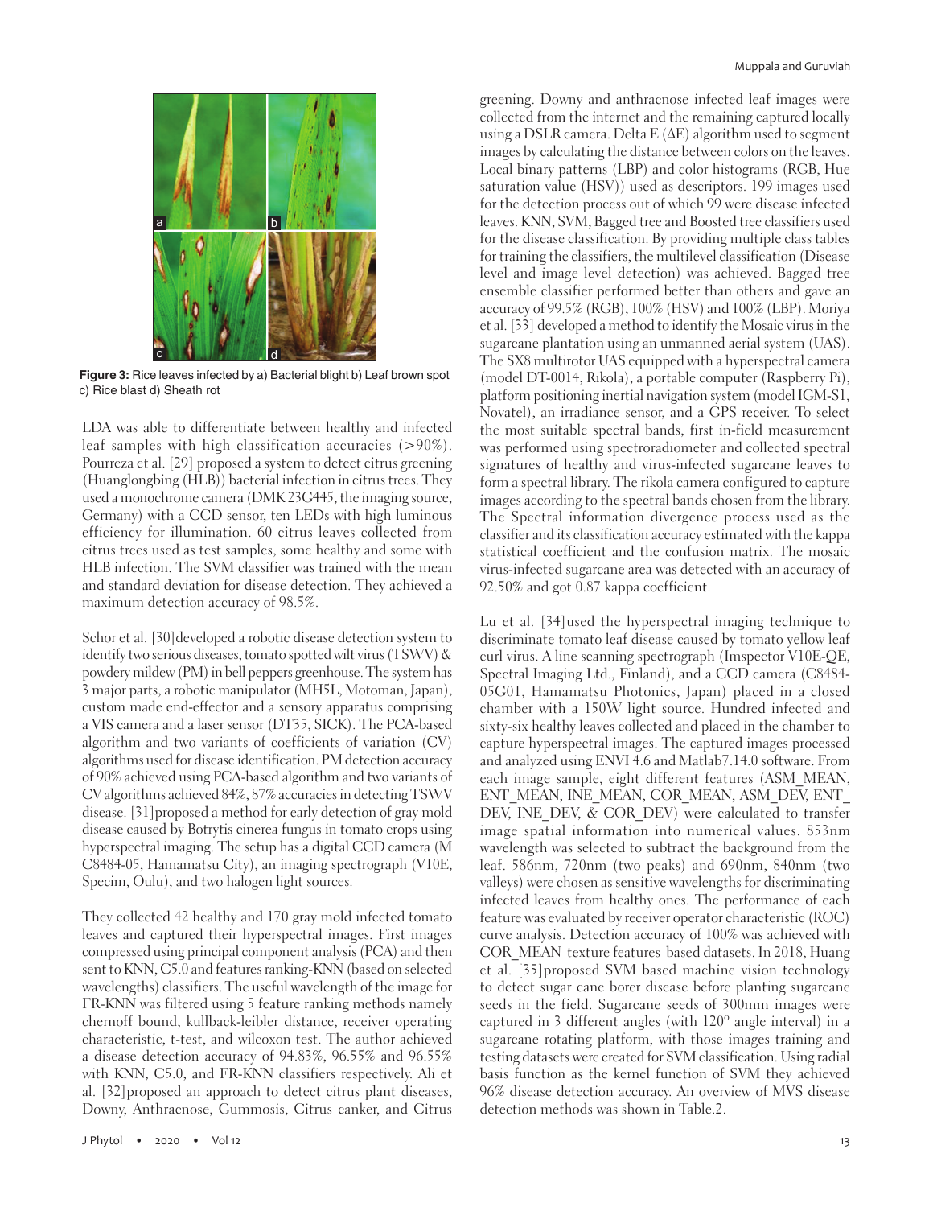Figure 3: Rice leaves infected by a) Bacterial blight b) Leaf brown spot c) Rice blast d) Sheath rot

LDA was able to differentiate between healthy and infected leaf samples with high classification accuracies (>90%). Pourreza et al. [29] proposed a system to detect citrus greening (Huanglongbing (HLB)) bacterial infection in citrus trees. They used a monochrome camera (DMK 23G445, the imaging source, Germany) with a CCD sensor, ten LEDs with high luminous efficiency for illumination. 60 citrus leaves collected from citrus trees used as test samples, some healthy and some with HLB infection. The SVM classifier was trained with the mean and standard deviation for disease detection. They achieved a maximum detection accuracy of 98.5%.

Schor et al. [30] developed a robotic disease detection system to identify two serious diseases, tomato spotted wilt virus (TSWV) & powdery mildew (PM) in bell peppers greenhouse. The system has 3 major parts, a robotic manipulator (MH5L, Motoman, Japan), custom made end-effector and a sensory apparatus comprising a VIS camera and a laser sensor (DT35, SICK). The PCA-based algorithm and two variants of coefficients of variation (CV) algorithms used for disease identification. PM detection accuracy of 90% achieved using PCA-based algorithm and two variants of CV algorithms achieved 84%, 87% accuracies in detecting TSWV disease. [31] proposed a method for early detection of gray mold disease caused by Botrytis cinerea fungus in tomato crops using hyperspectral imaging. The setup has a digital CCD camera (M C8484-05, Hamamatsu City), an imaging spectrograph (V10E, Specim, Oulu), and two halogen light sources.

They collected 42 healthy and 170 gray mold infected tomato leaves and captured their hyperspectral images. First images compressed using principal component analysis (PCA) and then sent to KNN, C5.0 and features ranking-KNN (based on selected wavelengths) classifiers. The useful wavelength of the image for FR-KNN was filtered using 5 feature ranking methods namely chernoff bound, kullback-leibler distance, receiver operating characteristic, t-test, and wilcoxon test. The author achieved a disease detection accuracy of 94.83%, 96.55% and 96.55% with KNN, C5.0, and FR-KNN classifiers respectively. Ali et al. [32] proposed an approach to detect citrus plant diseases, Downy, Anthracnose, Gummosis, Citrus canker, and Citrus greening. Downy and anthracnose infected leaf images were collected from the internet and the remaining captured locally using a DSLR camera. Delta E (ΔE) algorithm used to segment images by calculating the distance between colors on the leaves. Local binary patterns (LBP) and color histograms (RGB, Hue saturation value (HSV)) used as descriptors. 199 images used for the detection process out of which 99 were disease infected leaves. KNN, SVM, Bagged tree and Boosted tree classifiers used for the disease classification. By providing multiple class tables for training the classifiers, the multilevel classification (Disease level and image level detection) was achieved. Bagged tree ensemble classifier performed better than others and gave an accuracy of 99.5% (RGB), 100% (HSV) and 100% (LBP). Moriya et al. [33] developed a method to identify the Mosaic virus in the sugarcane plantation using an unmanned aerial system (UAS). The SX8 multirotor UAS equipped with a hyperspectral camera (model DT-0014, Rikola), a portable computer (Raspberry Pi), platform positioning inertial navigation system (model IGM-S1, Novatel), an irradiance sensor, and a GPS receiver. To select the most suitable spectral bands, first in-field measurement was performed using spectroradiometer and collected spectral signatures of healthy and virus-infected sugarcane leaves to form a spectral library. The rikola camera configured to capture images according to the spectral bands chosen from the library. The Spectral information divergence process used as the classifier and its classification accuracy estimated with the kappa statistical coefficient and the confusion matrix. The mosaic virus-infected sugarcane area was detected with an accuracy of 92.50% and got 0.87 kappa coefficient.

Lu et al. [34] used the hyperspectral imaging technique to discriminate tomato leaf disease caused by tomato yellow leaf curl virus. A line scanning spectrograph (Inspector V10E-QE, Spectral Imaging Ltd., Finland), and a CCD camera (C8484-05G01, Hamamatsu Photonics, Japan) placed in a closed chamber with a 150W light source. Hundred infected and sixty-six healthy leaves collected and placed in the chamber to capture hyperspectral images. The captured images processed and analyzed using ENVI 4.6 and Matlab7.14.0 software. From each image sample, eight different features (ASM_MEAN, ENT_MEAN, INE_MEAN, COR_MEAN, ASM_DEV, ENT_DEV, INE_DEV, & COR_DEV) were calculated to transfer image spatial information into numerical values. 853nm wavelength was selected to subtract the background from the leaf. 586nm, 720nm (two peaks) and 690nm, 840nm (two valleys) were chosen as sensitive wavelengths for discriminating infected leaves from healthy ones. The performance of each feature was evaluated by receiver operator characteristic (ROC) curve analysis. Detection accuracy of 100% was achieved with COR_MEAN texture features based datasets. In 2018, Huang et al. [35] proposed SVM based machine vision technology to detect sugar cane borer disease before planting sugarcane seeds in the field. Sugarcane seeds of 300mm images were captured in 3 different angles (with $120^{o}$ angle interval) in a sugarcane rotating platform, with those images training and testing datasets were created for SVM classification. Using radial basis function as the kernel function of SVM they achieved 96% disease detection accuracy. An overview of MVS disease detection methods was shown in Table.2.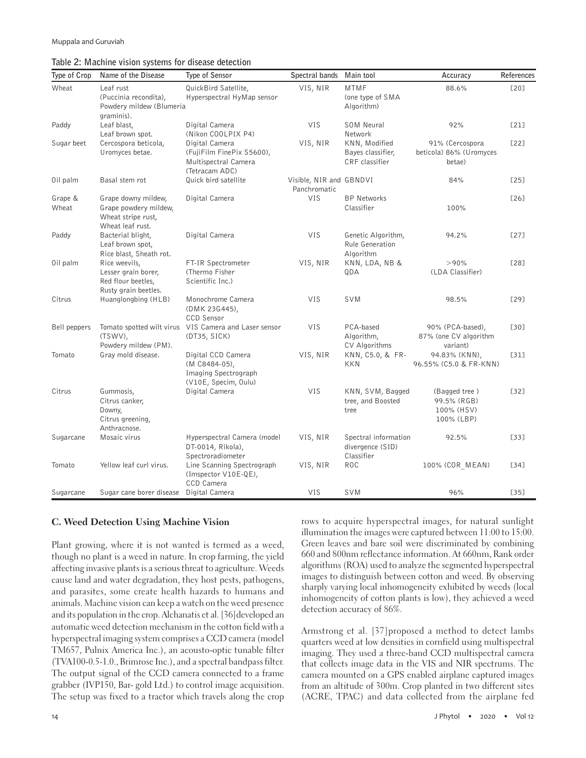**Table 2: Machine vision systems for disease detection**

| Type of Crop | Name of the Disease | Type of Sensor | Spectral bands | Main tool | Accuracy | References |
|---|---|---|---|---|---|---|
| Wheat | Leaf rust (Puccinia recondita), Powdery mildew (Blumeria graminis). | QuickBird Satellite, Hyperspectral HyMap sensor | VIS, NIR | MTMF (one type of SMA Algorithm) | 88.6% | [20] |
| Paddy | Leaf blast, Leaf brown spot. | Digital Camera (Nikon COOLPIX P4) | VIS | SOM Neural Network | 92% | [21] |
| Sugar beet | Cercospora beticola, Uromyces betae. | Digital Camera (FujiFilm FinePix S5600), Multispectral Camera (Tetracam ADC) | VIS, NIR | KNN, Modified Bayes classifier, CRF classifier | 91% (Cercospora beticola) 86% (Uromyces betae) | [22] |
| Oil palm | Basal stem rot | Quick bird satellite | Visible, NIR and Panchromatic | GBNDVI | 84% | [25] |
| Grape & Wheat | Grape downy mildew, Grape powdery mildew, Wheat stripe rust, Wheat leaf rust. | Digital Camera | VIS | BP Networks Classifier | 100% | [26] |
| Paddy | Bacterial blight, Leaf brown spot, Rice blast, Sheath rot. | Digital Camera | VIS | Genetic Algorithm, Rule Generation Algorithm | 94.2% | [27] |
| Oil palm | Rice weevils, Lesser grain borer, Red flour beetles, Rusty grain beetles. | FT-IR Spectrometer (Thermo Fisher Scientific Inc.) | VIS, NIR | KNN, LDA, NB & QDA | >90% (LDA Classifier) | [28] |
| Citrus | Huanglongbing (HLB) | Monochrome Camera (DMK 23G445), CCD Sensor | VIS | SVM | 98.5% | [29] |
| Bell peppers | Tomato spotted wilt virus (TSWV), Powdery mildew (PM). | VIS Camera and Laser sensor (DT35, SICK) | VIS | PCA-based Algorithm, CV Algorithms | 90% (PCA-based), 87% (one CV algorithm variant) | [30] |
| Tomato | Gray mold disease. | Digital CCD Camera (M C8484-05), Imaging Spectrograph (V10E, Specim, Oulu) | VIS, NIR | KNN, C5.0, & FR-KKN | 94.83% (KNN), 96.55% (C5.0 & FR-KNN) | [31] |
| Citrus | Gummosis, Citrus canker, Downy, Citrus greening, Anthracnose. | Digital Camera | VIS | KNN, SVM, Bagged tree, and Boosted tree | (Bagged tree) 99.5% (RGB) 100% (HSV) 100% (LBP) | [32] |
| Sugarcane | Mosaic virus | Hyperspectral Camera (model DT-0014, Rikola), Spectroradiometer | VIS, NIR | Spectral information divergence (SID) Classifier | 92.5% | [33] |
| Tomato | Yellow leaf curl virus. | Line Scanning Spectrograph (Imspector V10E-QE), CCD Camera | VIS, NIR | ROC | 100% (COR_MEAN) | [34] |
| Sugarcane | Sugar cane borer disease | Digital Camera | VIS | SVM | 96% | [35] |

### C. Weed Detection Using Machine Vision

Plant growing, where it is not wanted is termed as a weed, though no plant is a weed in nature. In crop farming, the yield affecting invasive plants is a serious threat to agriculture. Weeds cause land and water degradation, they host pests, pathogens, and parasites, some create health hazards to humans and animals. Machine vision can keep a watch on the weed presence and its population in the crop. Alchanatis et al. [36] developed an automatic weed detection mechanism in the cotton field with a hyperspectral imaging system comprises a CCD camera (model TM657, Pulnix America Inc.), an acousto-optic tunable filter (TVA100-0.5-1.0., Brimrose Inc.), and a spectral bandpass filter. The output signal of the CCD camera connected to a frame grabber (IVP150, Bar- gold Ltd.) to control image acquisition. The setup was fixed to a tractor which travels along the crop rows to acquire hyperspectral images, for natural sunlight illumination the images were captured between 11:00 to 15:00. Green leaves and bare soil were discriminated by combining 660 and 800nm reflectance information. At 660nm, Rank order algorithms (ROA) used to analyze the segmented hyperspectral images to distinguish between cotton and weed. By observing sharply varying local inhomogeneity exhibited by weeds (local inhomogeneity of cotton plants is low), they achieved a weed detection accuracy of 86%.

Armstrong et al. [37] proposed a method to detect lambs quarters weed at low densities in cornfield using multispectral imaging. They used a three-band CCD multispectral camera that collects image data in the VIS and NIR spectrums. The camera mounted on a GPS enabled airplane captured images from an altitude of 300m. Crop planted in two different sites (ACRE, TPAC) and data collected from the airplane fed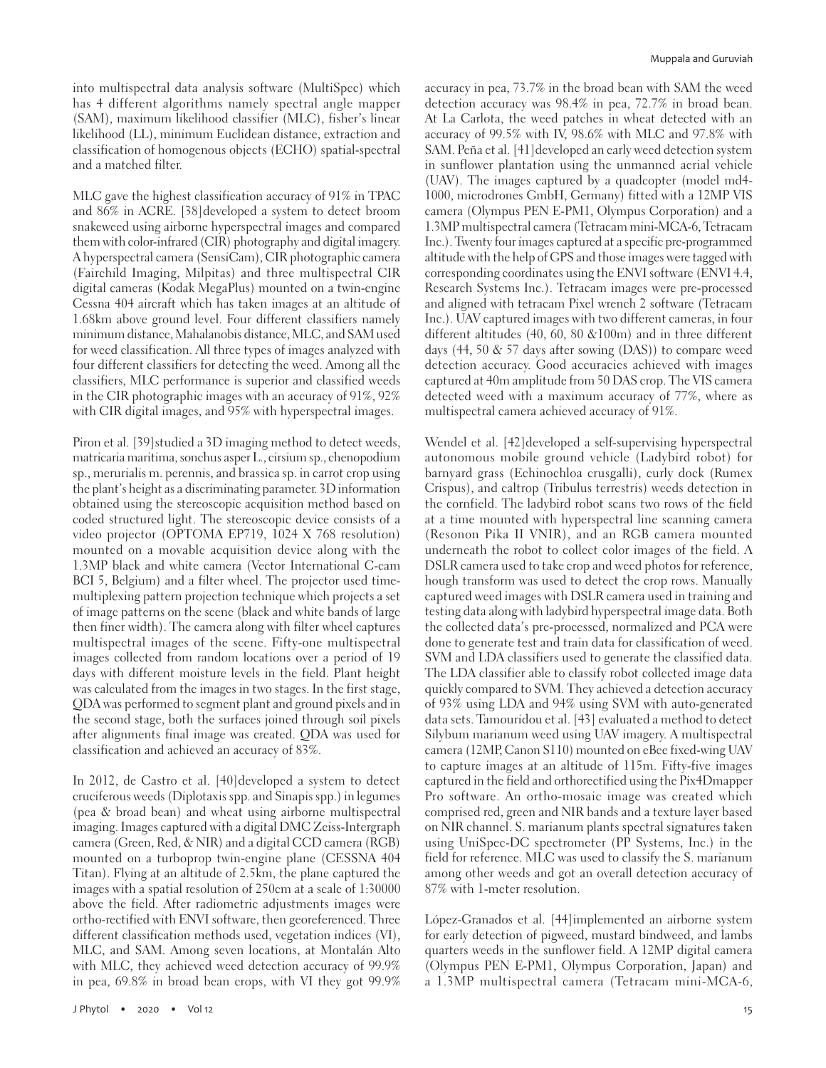into multispectral data analysis software (MultiSpec) which has 4 different algorithms namely spectral angle mapper (SAM), maximum likelihood classifier (MLC), fisher's linear likelihood (LL), minimum Euclidean distance, extraction and classification of homogenous objects (ECHO) spatial-spectral and a matched filter.

MLC gave the highest classification accuracy of 91% in TPAC and 86% in ACRE. [38] developed a system to detect broom snakeweed using airborne hyperspectral images and compared them with color-infrared (CIR) photography and digital imagery. A hyperspectral camera (SensiCam), CIR photographic camera (Fairchild Imaging, Milpitas) and three multispectral CIR digital cameras (Kodak MegaPlus) mounted on a twin-engine Cessna 404 aircraft which has taken images at an altitude of 1.68km above ground level. Four different classifiers namely minimum distance, Mahalanobis distance, MLC, and SAM used for weed classification. All three types of images analyzed with four different classifiers for detecting the weed. Among all the classifiers, MLC performance is superior and classified weeds in the CIR photographic images with an accuracy of 91%, 92% with CIR digital images, and 95% with hyperspectral images.

Piron et al. [39] studied a 3D imaging method to detect weeds, matricaria maritima, sonchus asper L., cirsium sp., chenopodium sp., merurialis m. perennis, and brassica sp. in carrot crop using the plant's height as a discriminating parameter. 3D information obtained using the stereoscopic acquisition method based on coded structured light. The stereoscopic device consists of a video projector (OPTOMA EP719, 1024 X 768 resolution) mounted on a movable acquisition device along with the 1.3MP black and white camera (Vector International C-cam BCI 5, Belgium) and a filter wheel. The projector used time-multiplexing pattern projection technique which projects a set of image patterns on the scene (black and white bands of large then finer width). The camera along with filter wheel captures multispectral images of the scene. Fifty-one multispectral images collected from random locations over a period of 19 days with different moisture levels in the field. Plant height was calculated from the images in two stages. In the first stage, QDA was performed to segment plant and ground pixels and in the second stage, both the surfaces joined through soil pixels after alignments final image was created. QDA was used for classification and achieved an accuracy of 83%.

In 2012, de Castro et al. [40] developed a system to detect cruciferous weeds (Diplotaxis spp. and Sinapis spp.) in legumes (pea & broad bean) and wheat using airborne multispectral imaging. Images captured with a digital DMC Zeiss-Intergraph camera (Green, Red, & NIR) and a digital CCD camera (RGB) mounted on a turboprop twin-engine plane (CESSNA 404 Titan). Flying at an altitude of 2.5km, the plane captured the images with a spatial resolution of 250cm at a scale of 1:30000 above the field. After radiometric adjustments images were ortho-rectified with ENVI software, then georeferenced. Three different classification methods used, vegetation indices (VI), MLC, and SAM. Among seven locations, at Montalán Alto with MLC, they achieved weed detection accuracy of 99.9% in pea, 69.8% in broad bean crops, with VI they got 99.9% accuracy in pea, 73.7% in the broad bean with SAM the weed detection accuracy was 98.4% in pea, 72.7% in broad bean. At La Carlota, the weed patches in wheat detected with an accuracy of 99.5% with IV, 98.6% with MLC and 97.8% with SAM. Peña et al. [41] developed an early weed detection system in sunflower plantation using the unmanned aerial vehicle (UAV). The images captured by a quadcopter (model md4-1000, microdrones GmbH, Germany) fitted with a 12MP VIS camera (Olympus PEN E-PM1, Olympus Corporation) and a 1.3MP multispectral camera (Tetracam mini-MCA-6, Tetracam Inc.). Twenty four images captured at a specific pre-programmed altitude with the help of GPS and those images were tagged with corresponding coordinates using the ENVI software (ENVI 4.4, Research Systems Inc.). Tetracam images were pre-processed and aligned with tetracam Pixel wrench 2 software (Tetracam Inc.). UAV captured images with two different cameras, in four different altitudes (40, 60, 80 &100m) and in three different days (44, 50 & 57 days after sowing (DAS)) to compare weed detection accuracy. Good accuracies achieved with images captured at 40m amplitude from 50 DAS crop. The VIS camera detected weed with a maximum accuracy of 77%, where as multispectral camera achieved accuracy of 91%.

Wendel et al. [42] developed a self-supervising hyperspectral autonomous mobile ground vehicle (Ladybird robot) for barnyard grass (Echinochloa crusgalli), curly dock (Rumex Crispus), and caltrop (Tribulus terrestris) weeds detection in the cornfield. The ladybird robot scans two rows of the field at a time mounted with hyperspectral line scanning camera (Resonon Pika II VNIR), and an RGB camera mounted underneath the robot to collect color images of the field. A DSLR camera used to take crop and weed photos for reference, hough transform was used to detect the crop rows. Manually captured weed images with DSLR camera used in training and testing data along with ladybird hyperspectral image data. Both the collected data's pre-processed, normalized and PCA were done to generate test and train data for classification of weed. SVM and LDA classifiers used to generate the classified data. The LDA classifier able to classify robot collected image data quickly compared to SVM. They achieved a detection accuracy of 93% using LDA and 94% using SVM with auto-generated data sets. Tamouridou et al. [43] evaluated a method to detect Silybum marianum weed using UAV imagery. A multispectral camera (12MP, Canon S110) mounted on eBee fixed-wing UAV to capture images at an altitude of 115m. Fifty-five images captured in the field and orthorectified using the Pix4Dmapper Pro software. An ortho-mosaic image was created which comprised red, green and NIR bands and a texture layer based on NIR channel. S. marianum plants spectral signatures taken using UniSpec-DC spectrometer (PP Systems, Inc.) in the field for reference. MLC was used to classify the S. marianum among other weeds and got an overall detection accuracy of 87% with 1-meter resolution.

López-Granados et al. [44] implemented an airborne system for early detection of pigweed, mustard bindweed, and lambs quarters weeds in the sunflower field. A 12MP digital camera (Olympus PEN E-PM1, Olympus Corporation, Japan) and a 1.3MP multispectral camera (Tetracam mini-MCA-6,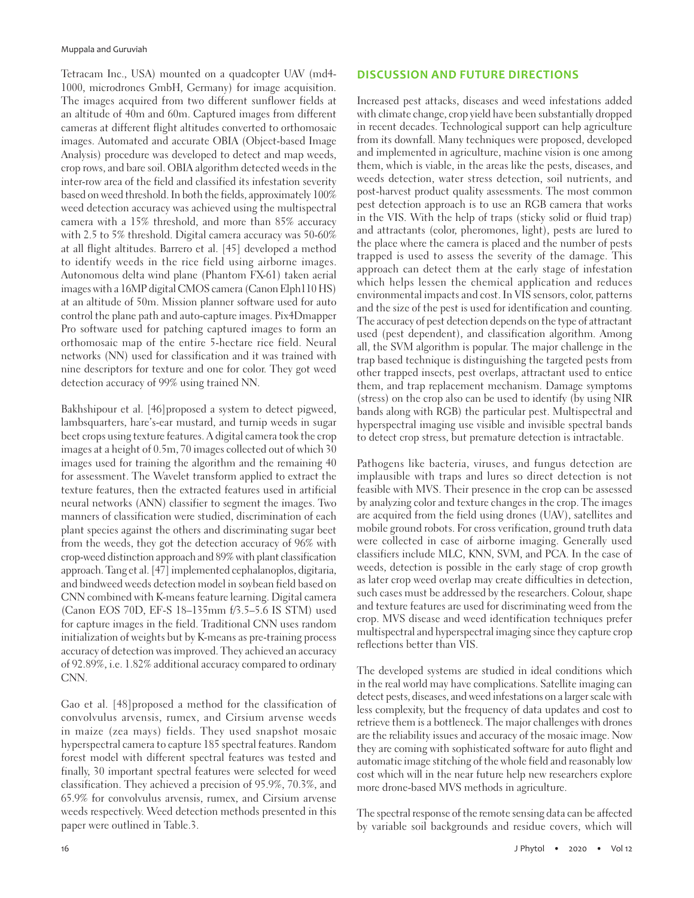Tetracam Inc., USA) mounted on a quadcopter UAV (md4-1000, microdrones GmbH, Germany) for image acquisition. The images acquired from two different sunflower fields at an altitude of 40m and 60m. Captured images from different cameras at different flight altitudes converted to orthomosaic images. Automated and accurate OBIA (Object-based Image Analysis) procedure was developed to detect and map weeds, crop rows, and bare soil. OBIA algorithm detected weeds in the inter-row area of the field and classified its infestation severity based on weed threshold. In both the fields, approximately 100% weed detection accuracy was achieved using the multispectral camera with a 15% threshold, and more than 85% accuracy with 2.5 to 5% threshold. Digital camera accuracy was 50-60% at all flight altitudes. Barrero et al. [45] developed a method to identify weeds in the rice field using airborne images. Autonomous delta wind plane (Phantom FX-61) taken aerial images with a 16MP digital CMOS camera (Canon Elph110 HS) at an altitude of 50m. Mission planner software used for auto control the plane path and auto-capture images. Pix4Dmapper Pro software used for patching captured images to form an orthomosaic map of the entire 5-hectare rice field. Neural networks (NN) used for classification and it was trained with nine descriptors for texture and one for color. They got weed detection accuracy of 99% using trained NN.

Bakhshipour et al. [46]proposed a system to detect pigweed, lambsquarters, hare's-ear mustard, and turnip weeds in sugar beet crops using texture features. A digital camera took the crop images at a height of 0.5m, 70 images collected out of which 30 images used for training the algorithm and the remaining 40 for assessment. The Wavelet transform applied to extract the texture features, then the extracted features used in artificial neural networks (ANN) classifier to segment the images. Two manners of classification were studied, discrimination of each plant species against the others and discriminating sugar beet from the weeds, they got the detection accuracy of 96% with crop-weed distinction approach and 89% with plant classification approach. Tang et al. [47] implemented cephalanoplos, digitaria, and bindweed weeds detection model in soybean field based on CNN combined with K-means feature learning. Digital camera (Canon EOS 70D, EF-S 18–135mm f/3.5–5.6 IS STM) used for capture images in the field. Traditional CNN uses random initialization of weights but by K-means as pre-training process accuracy of detection was improved. They achieved an accuracy of 92.89%, i.e. 1.82% additional accuracy compared to ordinary CNN.

Gao et al. [48]proposed a method for the classification of convolvulus arvensis, rumex, and Cirsium arvense weeds in maize (zea mays) fields. They used snapshot mosaic hyperspectral camera to capture 185 spectral features. Random forest model with different spectral features was tested and finally, 30 important spectral features were selected for weed classification. They achieved a precision of 95.9%, 70.3%, and 65.9% for convolvulus arvensis, rumex, and Cirsium arvense weeds respectively. Weed detection methods presented in this paper were outlined in Table.3.

## DISCUSSION AND FUTURE DIRECTIONS

Increased pest attacks, diseases and weed infestations added with climate change, crop yield have been substantially dropped in recent decades. Technological support can help agriculture from its downfall. Many techniques were proposed, developed and implemented in agriculture, machine vision is one among them, which is viable, in the areas like the pests, diseases, and weeds detection, water stress detection, soil nutrients, and post-harvest product quality assessments. The most common pest detection approach is to use an RGB camera that works in the VIS. With the help of traps (sticky solid or fluid trap) and attractants (color, pheromones, light), pests are lured to the place where the camera is placed and the number of pests trapped is used to assess the severity of the damage. This approach can detect them at the early stage of infestation which helps lessen the chemical application and reduces environmental impacts and cost. In VIS sensors, color, patterns and the size of the pest is used for identification and counting. The accuracy of pest detection depends on the type of attractant used (pest dependent), and classification algorithm. Among all, the SVM algorithm is popular. The major challenge in the trap based technique is distinguishing the targeted pests from other trapped insects, pest overlaps, attractant used to entice them, and trap replacement mechanism. Damage symptoms (stress) on the crop also can be used to identify (by using NIR bands along with RGB) the particular pest. Multispectral and hyperspectral imaging use visible and invisible spectral bands to detect crop stress, but premature detection is intractable.

Pathogens like bacteria, viruses, and fungus detection are implausible with traps and lures so direct detection is not feasible with MVS. Their presence in the crop can be assessed by analyzing color and texture changes in the crop. The images are acquired from the field using drones (UAV), satellites and mobile ground robots. For cross verification, ground truth data were collected in case of airborne imaging. Generally used classifiers include MLC, KNN, SVM, and PCA. In the case of weeds, detection is possible in the early stage of crop growth as later crop weed overlap may create difficulties in detection, such cases must be addressed by the researchers. Colour, shape and texture features are used for discriminating weed from the crop. MVS disease and weed identification techniques prefer multispectral and hyperspectral imaging since they capture crop reflections better than VIS.

The developed systems are studied in ideal conditions which in the real world may have complications. Satellite imaging can detect pests, diseases, and weed infestations on a larger scale with less complexity, but the frequency of data updates and cost to retrieve them is a bottleneck. The major challenges with drones are the reliability issues and accuracy of the mosaic image. Now they are coming with sophisticated software for auto flight and automatic image stitching of the whole field and reasonably low cost which will in the near future help new researchers explore more drone-based MVS methods in agriculture.

The spectral response of the remote sensing data can be affected by variable soil backgrounds and residue covers, which will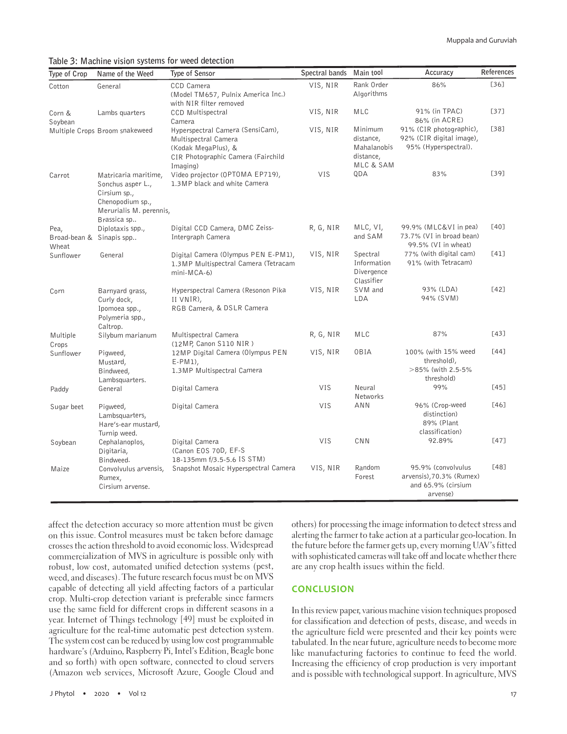**Table 3: Machine vision systems for weed detection**

| Type of Crop | Name of the Weed | Type of Sensor | Spectral bands | Main tool | Accuracy | References |
|---|---|---|---|---|---|---|
| Cotton | General | CCD Camera (Model TM657, Pulnix America Inc.) with NIR filter removed | VIS, NIR | Rank Order Algorithms | 86% | [36] |
| Corn & Soybean | Lambs quarters | CCD Multispectral Camera | VIS, NIR | MLC | 91% (in TPAC) 86% (in ACRE) | [37] |
| Multiple Crops | Broom snakeweed | Hyperspectral Camera (SensiCam), Multispectral Camera (Kodak MegaPlus), & CIR Photographic Camera (Fairchild Imaging) | VIS, NIR | Minimum distance, Mahalanobis distance, MLC & SAM | 91% (CIR photographic), 92% (CIR digital image), 95% (Hyperspectral). | [38] |
| Carrot | Matricaria maritime, Sonchus asper L., Cirsium sp., Chenopodium sp., Merurialis M. perennis, Brassica sp.. | Video projector (OPTOMA EP719), 1.3MP black and white Camera | VIS | QDA | 83% | [39] |
| Pea, Broad-bean & Wheat | Diplotaxis spp., Sinapis spp.. | Digital CCD Camera, DMC Zeiss-Intergraph Camera | R, G, NIR | MLC, VI, and SAM | 99.9% (MLC&VI in pea) 73.7% (VI in broad bean) 99.5% (VI in wheat) | [40] |
| Sunflower | General | Digital Camera (Olympus PEN E-PM1), 1.3MP Multispectral Camera (Tetracam mini-MCA-6) | VIS, NIR | Spectral Information Divergence Classifier | 77% (with digital cam) 91% (with Tetracam) | [41] |
| Corn | Barnyard grass, Curly dock, Ipomoea spp., Polymeria spp., Caltrop. | Hyperspectral Camera (Resonon Pika II VNIR), RGB Camera, & DSLR Camera | VIS, NIR | SVM and LDA | 93% (LDA) 94% (SVM) | [42] |
| Multiple Crops | Silybum marianum | Multispectral Camera (12MP, Canon S110 NIR ) | R, G, NIR | MLC | 87% | [43] |
| Sunflower | Pigweed, Mustard, Bindweed, Lambsquarters. | 12MP Digital Camera (Olympus PEN E-PM1), 1.3MP Multispectral Camera | VIS, NIR | OBIA | 100% (with 15% weed threshold), >85% (with 2.5-5% threshold) | [44] |
| Paddy | General | Digital Camera | VIS | Neural Networks | 99% | [45] |
| Sugar beet | Pigweed, Lambsquarters, Hare's-ear mustard, Turnip weed. | Digital Camera | VIS | ANN | 96% (Crop-weed distinction) 89% (Plant classification) | [46] |
| Soybean | Cephalanoplos, Digitaria, Bindweed. | Digital Camera (Canon EOS 70D, EF-S 18-135mm f/3.5-5.6 IS STM) | VIS | CNN | 92.89% | [47] |
| Maize | Convolvulus arvensis, Rumex, Cirsium arvense. | Snapshot Mosaic Hyperspectral Camera | VIS, NIR | Random Forest | 95.9% (convolvulus arvensis),70.3% (Rumex) and 65.9% (cirsium arvense) | [48] |

affect the detection accuracy so more attention must be given on this issue. Control measures must be taken before damage crosses the action threshold to avoid economic loss. Widespread commercialization of MVS in agriculture is possible only with robust, low cost, automated unified detection systems (pest, weed, and diseases). The future research focus must be on MVS capable of detecting all yield affecting factors of a particular crop. Multi-crop detection variant is preferable since farmers use the same field for different crops in different seasons in a year. Internet of Things technology [49] must be exploited in agriculture for the real-time automatic pest detection system. The system cost can be reduced by using low cost programmable hardware's (Arduino, Raspberry Pi, Intel's Edition, Beagle bone and so forth) with open software, connected to cloud servers (Amazon web services, Microsoft Azure, Google Cloud and others) for processing the image information to detect stress and alerting the farmer to take action at a particular geo-location. In the future before the farmer gets up, every morning UAV's fitted with sophisticated cameras will take off and locate whether there are any crop health issues within the field.

## CONCLUSION

In this review paper, various machine vision techniques proposed for classification and detection of pests, disease, and weeds in the agriculture field were presented and their key points were tabulated. In the near future, agriculture needs to become more like manufacturing factories to continue to feed the world. Increasing the efficiency of crop production is very important and is possible with technological support. In agriculture, MVS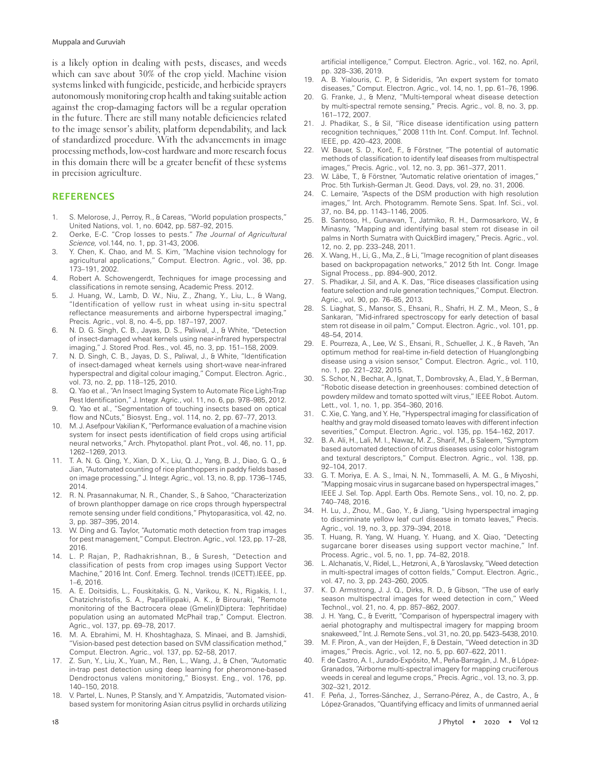is a likely option in dealing with pests, diseases, and weeds which can save about 30% of the crop yield. Machine vision systems linked with fungicide, pesticide, and herbicide sprayers autonomously monitoring crop health and taking suitable action against the crop-damaging factors will be a regular operation in the future. There are still many notable deficiencies related to the image sensor's ability, platform dependability, and lack of standardized procedure. With the advancements in image processing methods, low-cost hardware and more research focus in this domain there will be a greater benefit of these systems in precision agriculture.

## REFERENCES

1. S. Melorose, J., Perroy, R., & Careas, "World population prospects," United Nations, vol. 1, no. 6042, pp. 587–92, 2015.
2. Oerke, E-C. "Crop losses to pests." *The Journal of Agricultural Science,* vol.144, no. 1, pp. 31-43, 2006.
3. Y. Chen, K. Chao, and M. S. Kim, "Machine vision technology for agricultural applications," Comput. Electron. Agric., vol. 36, pp. 173–191, 2002.
4. Robert A. Schowengerdt, Techniques for image processing and classifications in remote sensing, Academic Press. 2012.
5. J. Huang, W., Lamb, D. W., Niu, Z., Zhang, Y., Liu, L., & Wang, "Identification of yellow rust in wheat using in-situ spectral reflectance measurements and airborne hyperspectral imaging," Precis. Agric., vol. 8, no. 4–5, pp. 187–197, 2007.
6. N. D. G. Singh, C. B., Jayas, D. S., Paliwal, J., & White, "Detection of insect-damaged wheat kernels using near-infrared hyperspectral imaging," J. Stored Prod. Res., vol. 45, no. 3, pp. 151–158, 2009.
7. N. D. Singh, C. B., Jayas, D. S., Paliwal, J., & White, "Identification of insect-damaged wheat kernels using short-wave near-infrared hyperspectral and digital colour imaging," Comput. Electron. Agric., vol. 73, no. 2, pp. 118–125, 2010.
8. Q. Yao et al., "An Insect Imaging System to Automate Rice Light-Trap Pest Identification," J. Integr. Agric., vol. 11, no. 6, pp. 978–985, 2012.
9. Q. Yao et al., "Segmentation of touching insects based on optical flow and NCuts," Biosyst. Eng., vol. 114, no. 2, pp. 67–77, 2013.
10. M. J. Asefpour Vakilian K, "Performance evaluation of a machine vision system for insect pests identification of field crops using artificial neural networks," Arch. Phytopathol. plant Prot., vol. 46, no. 11, pp. 1262–1269, 2013.
11. T. A. N. G. Qing, Y., Xian, D. X., Liu, Q. J., Yang, B. J., Diao, G. Q., & Jian, "Automated counting of rice planthoppers in paddy fields based on image processing," J. Integr. Agric., vol. 13, no. 8, pp. 1736–1745, 2014.
12. R. N. Prasannakumar, N. R., Chander, S., & Sahoo, "Characterization of brown planthopper damage on rice crops through hyperspectral remote sensing under field conditions," Phytoparasitica, vol. 42, no. 3, pp. 387–395, 2014.
13. W. Ding and G. Taylor, "Automatic moth detection from trap images for pest management," Comput. Electron. Agric., vol. 123, pp. 17–28, 2016.
14. L. P. Rajan, P., Radhakrishnan, B., & Suresh, "Detection and classification of pests from crop images using Support Vector Machine," 2016 Int. Conf. Emerg. Technol. trends (ICETT).IEEE, pp. 1–6, 2016.
15. A. E. Doitsidis, L., Fouskitakis, G. N., Varikou, K. N., Rigakis, I. I., Chatzichristofis, S. A., Papafilippaki, A. K., & Birouraki, "Remote monitoring of the Bactrocera oleae (Gmelin)(Diptera: Tephritidae) population using an automated McPhail trap," Comput. Electron. Agric., vol. 137, pp. 69–78, 2017.
16. M. A. Ebrahimi, M. H. Khoshtaghaza, S. Minaei, and B. Jamshidi, "Vision-based pest detection based on SVM classification method," Comput. Electron. Agric., vol. 137, pp. 52–58, 2017.
17. Z. Sun, Y., Liu, X., Yuan, M., Ren, L., Wang, J., & Chen, "Automatic in-trap pest detection using deep learning for pheromone-based Dendroctonus valens monitoring," Biosyst. Eng., vol. 176, pp. 140–150, 2018.
18. V. Partel, L. Nunes, P. Stansly, and Y. Ampatzidis, "Automated vision-based system for monitoring Asian citrus psyllid in orchards utilizing artificial intelligence," Comput. Electron. Agric., vol. 162, no. April, pp. 328–336, 2019.
19. A. B. Yialouris, C. P., & Sideridis, "An expert system for tomato diseases," Comput. Electron. Agric., vol. 14, no. 1, pp. 61–76, 1996.
20. G. Franke, J., & Menz, "Multi-temporal wheat disease detection by multi-spectral remote sensing," Precis. Agric., vol. 8, no. 3, pp. 161–172, 2007.
21. J. Phadikar, S., & Sil, "Rice disease identification using pattern recognition techniques," 2008 11th Int. Conf. Comput. Inf. Technol. IEEE, pp. 420–423, 2008.
22. W. Bauer, S. D., Korč, F., & Förstner, "The potential of automatic methods of classification to identify leaf diseases from multispectral images," Precis. Agric., vol. 12, no. 3, pp. 361–377, 2011.
23. W. Läbe, T., & Förstner, "Automatic relative orientation of images," Proc. 5th Turkish-German Jt. Geod. Days, vol. 29, no. 31, 2006.
24. C. Lemaire, "Aspects of the DSM production with high resolution images," Int. Arch. Photogramm. Remote Sens. Spat. Inf. Sci., vol. 37, no. B4, pp. 1143–1146, 2005.
25. B. Santoso, H., Gunawan, T., Jatmiko, R. H., Darmosarkoro, W., & Minasny, "Mapping and identifying basal stem rot disease in oil palms in North Sumatra with QuickBird imagery," Precis. Agric., vol. 12, no. 2, pp. 233–248, 2011.
26. X. Wang, H., Li, G., Ma, Z., & Li, "Image recognition of plant diseases based on backpropagation networks," 2012 5th Int. Congr. Image Signal Process., pp. 894–900, 2012.
27. S. Phadikar, J. Sil, and A. K. Das, "Rice diseases classification using feature selection and rule generation techniques," Comput. Electron. Agric., vol. 90, pp. 76–85, 2013.
28. S. Liaghat, S., Mansor, S., Ehsani, R., Shafri, H. Z. M., Meon, S., & Sankaran, "Mid-infrared spectroscopy for early detection of basal stem rot disease in oil palm," Comput. Electron. Agric., vol. 101, pp. 48–54, 2014.
29. E. Pourreza, A., Lee, W. S., Ehsani, R., Schueller, J. K., & Raveh, "An optimum method for real-time in-field detection of Huanglongbing disease using a vision sensor," Comput. Electron. Agric., vol. 110, no. 1, pp. 221–232, 2015.
30. S. Schor, N., Bechar, A., Ignat, T., Dombrovsky, A., Elad, Y., & Berman, "Robotic disease detection in greenhouses: combined detection of powdery mildew and tomato spotted wilt virus," IEEE Robot. Autom. Lett., vol. 1, no. 1, pp. 354–360, 2016.
31. C. Xie, C. Yang, and Y. He, "Hyperspectral imaging for classification of healthy and gray mold diseased tomato leaves with different infection severities," Comput. Electron. Agric., vol. 135, pp. 154–162, 2017.
32. B. A. Ali, H., Lali, M. I., Nawaz, M. Z., Sharif, M., & Saleem, "Symptom based automated detection of citrus diseases using color histogram and textural descriptors," Comput. Electron. Agric., vol. 138, pp. 92–104, 2017.
33. G. T. Moriya, E. A. S., Imai, N. N., Tommaselli, A. M. G., & Miyoshi, "Mapping mosaic virus in sugarcane based on hyperspectral images," IEEE J. Sel. Top. Appl. Earth Obs. Remote Sens., vol. 10, no. 2, pp. 740–748, 2016.
34. H. Lu, J., Zhou, M., Gao, Y., & Jiang, "Using hyperspectral imaging to discriminate yellow leaf curl disease in tomato leaves," Precis. Agric., vol. 19, no. 3, pp. 379–394, 2018.
35. T. Huang, R. Yang, W. Huang, Y. Huang, and X. Qiao, "Detecting sugarcane borer diseases using support vector machine," Inf. Process. Agric., vol. 5, no. 1, pp. 74–82, 2018.
36. L. Alchanatis, V., Ridel, L., Hetzroni, A., & Yaroslavsky, "Weed detection in multi-spectral images of cotton fields," Comput. Electron. Agric., vol. 47, no. 3, pp. 243–260, 2005.
37. K. D. Armstrong, J. J. Q., Dirks, R. D., & Gibson, "The use of early season multispectral images for weed detection in corn," Weed Technol., vol. 21, no. 4, pp. 857–862, 2007.
38. J. H. Yang, C., & Everitt, "Comparison of hyperspectral imagery with aerial photography and multispectral imagery for mapping broom snakeweed," Int. J. Remote Sens., vol. 31, no. 20, pp. 5423–5438, 2010.
39. M. F. Piron, A., van der Heijden, F., & Destain, "Weed detection in 3D images," Precis. Agric., vol. 12, no. 5, pp. 607–622, 2011.
40. F. de Castro, A. I., Jurado-Expósito, M., Peña-Barragán, J. M., & López-Granados, "Airborne multi-spectral imagery for mapping cruciferous weeds in cereal and legume crops," Precis. Agric., vol. 13, no. 3, pp. 302–321, 2012.
41. F. Peña, J., Torres-Sánchez, J., Serrano-Pérez, A., de Castro, A., & López-Granados, "Quantifying efficacy and limits of unmanned aerial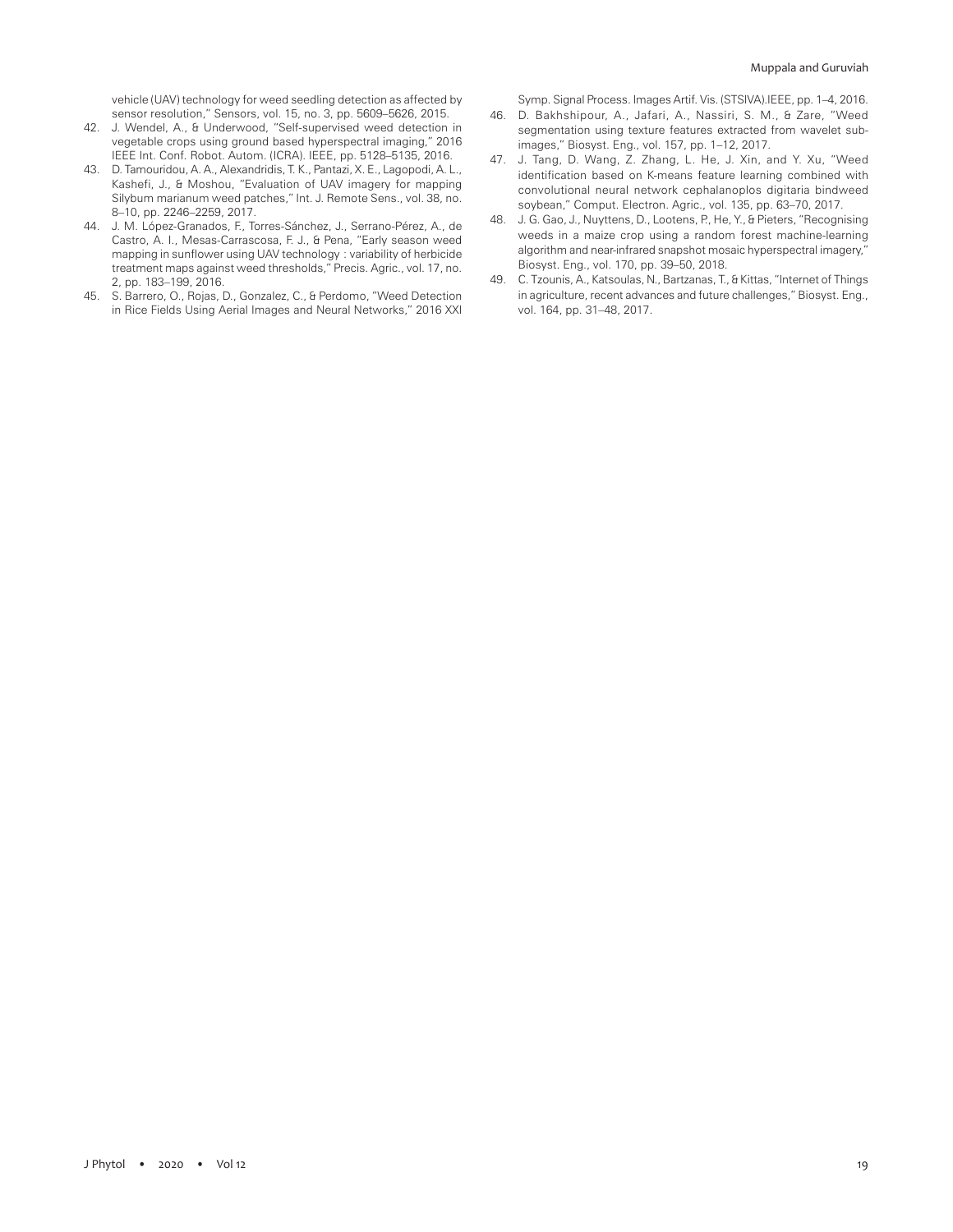vehicle (UAV) technology for weed seedling detection as affected by sensor resolution," Sensors, vol. 15, no. 3, pp. 5609–5626, 2015.

42. J. Wendel, A., & Underwood, "Self-supervised weed detection in vegetable crops using ground based hyperspectral imaging," 2016 IEEE Int. Conf. Robot. Autom. (ICRA). IEEE, pp. 5128–5135, 2016.
43. D. Tamouridou, A. A., Alexandridis, T. K., Pantazi, X. E., Lagopodi, A. L., Kashefi, J., & Moshou, "Evaluation of UAV imagery for mapping Silybum marianum weed patches," Int. J. Remote Sens., vol. 38, no. 8–10, pp. 2246–2259, 2017.
44. J. M. López-Granados, F., Torres-Sánchez, J., Serrano-Pérez, A., de Castro, A. I., Mesas-Carrascosa, F. J., & Pena, "Early season weed mapping in sunflower using UAV technology : variability of herbicide treatment maps against weed thresholds," Precis. Agric., vol. 17, no. 2, pp. 183–199, 2016.
45. S. Barrero, O., Rojas, D., Gonzalez, C., & Perdomo, "Weed Detection in Rice Fields Using Aerial Images and Neural Networks," 2016 XXI Symp. Signal Process. Images Artif. Vis. (STSIVA).IEEE, pp. 1–4, 2016.
46. D. Bakhshipour, A., Jafari, A., Nassiri, S. M., & Zare, "Weed segmentation using texture features extracted from wavelet sub-images," Biosyst. Eng., vol. 157, pp. 1–12, 2017.
47. J. Tang, D. Wang, Z. Zhang, L. He, J. Xin, and Y. Xu, "Weed identification based on K-means feature learning combined with convolutional neural network cephalanoplos digitaria bindweed soybean," Comput. Electron. Agric., vol. 135, pp. 63–70, 2017.
48. J. G. Gao, J., Nuyttens, D., Lootens, P., He, Y., & Pieters, "Recognising weeds in a maize crop using a random forest machine-learning algorithm and near-infrared snapshot mosaic hyperspectral imagery," Biosyst. Eng., vol. 170, pp. 39–50, 2018.
49. C. Tzounis, A., Katsoulas, N., Bartzanas, T., & Kittas, "Internet of Things in agriculture, recent advances and future challenges," Biosyst. Eng., vol. 164, pp. 31–48, 2017.